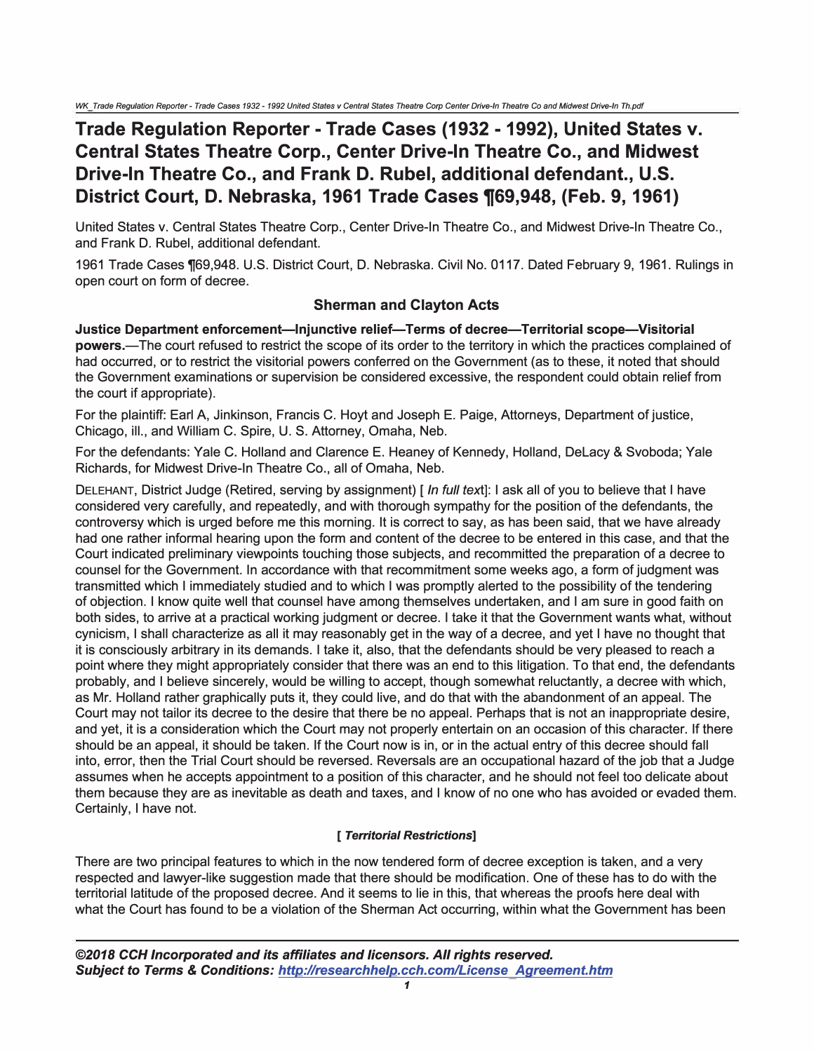# Trade Regulation Reporter - Trade Cases (1932 - 1992), United States v. Central States Theatre Corp., Center Drive-In Theatre Co., and Midwest Drive-In Theatre Co., and Frank D. Rubel, additional defendant., U.S. District Court, D. Nebraska, 1961 Trade Cases ¶69,948, (Feb. 9, 1961)

United States v. Central States Theatre Corp., Center Drive-In Theatre Co., and Midwest Drive-In Theatre Co., and Frank D. Rubel, additional defendant.

1961 Trade Cases ¶69,948. U.S. District Court, D. Nebraska. Civil No. 0117. Dated February 9, 1961. Rulings in open court on form of decree.

## Sherman and Clayton Acts

**Justice Department enforcement—Injunctive relief—Terms of decree—Territorial scope—Visitorial powers.**—The court refused to restrict the scope of its order to the territory in which the practices complained of had occurred, or to restrict the visitorial powers conferred on the Government (as to these, it noted that should the Government examinations or supervision be considered excessive, the respondent could obtain relief from the court if appropriate).

For the plaintiff: Earl A, Jinkinson, Francis C. Hoyt and Joseph E. Paige, Attorneys, Department of justice, Chicago, ill., and William C. Spire, U. S. Attorney, Omaha, Neb.

For the defendants: Yale C. Holland and Clarence E. Heaney of Kennedy, Holland, DeLacy & Svoboda; Yale Richards, for Midwest Drive-In Theatre Co., all of Omaha, Neb.

DELEHANT, District Judge (Retired, serving by assignment) [ *In full text*]: I ask all of you to believe that I have considered very carefully, and repeatedly, and with thorough sympathy for the position of the defendants, the controversy which is urged before me this morning. It is correct to say, as has been said, that we have already had one rather informal hearing upon the form and content of the decree to be entered in this case, and that the Court indicated preliminary viewpoints touching those subjects, and recommitted the preparation of a decree to counsel for the Government. In accordance with that recommitment some weeks ago, a form of judgment was transmitted which I immediately studied and to which I was promptly alerted to the possibility of the tendering of objection. I know quite well that counsel have among themselves undertaken, and I am sure in good faith on both sides, to arrive at a practical working judgment or decree. I take it that the Government wants what, without cynicism, I shall characterize as all it may reasonably get in the way of a decree, and yet I have no thought that it is consciously arbitrary in its demands. I take it, also, that the defendants should be very pleased to reach a point where they might appropriately consider that there was an end to this litigation. To that end, the defendants probably, and I believe sincerely, would be willing to accept, though somewhat reluctantly, a decree with which, as Mr. Holland rather graphically puts it, they could live, and do that with the abandonment of an appeal. The Court may not tailor its decree to the desire that there be no appeal. Perhaps that is not an inappropriate desire, and yet, it is a consideration which the Court may not properly entertain on an occasion of this character. If there should be an appeal, it should be taken. If the Court now is in, or in the actual entry of this decree should fall into, error, then the Trial Court should be reversed. Reversals are an occupational hazard of the job that a Judge assumes when he accepts appointment to a position of this character, and he should not feel too delicate about them because they are as inevitable as death and taxes, and I know of no one who has avoided or evaded them. Certainly, I have not.

**[ *Territorial Restrictions*]**

There are two principal features to which in the now tendered form of decree exception is taken, and a very respected and lawyer-like suggestion made that there should be modification. One of these has to do with the territorial latitude of the proposed decree. And it seems to lie in this, that whereas the proofs here deal with what the Court has found to be a violation of the Sherman Act occurring, within what the Government has been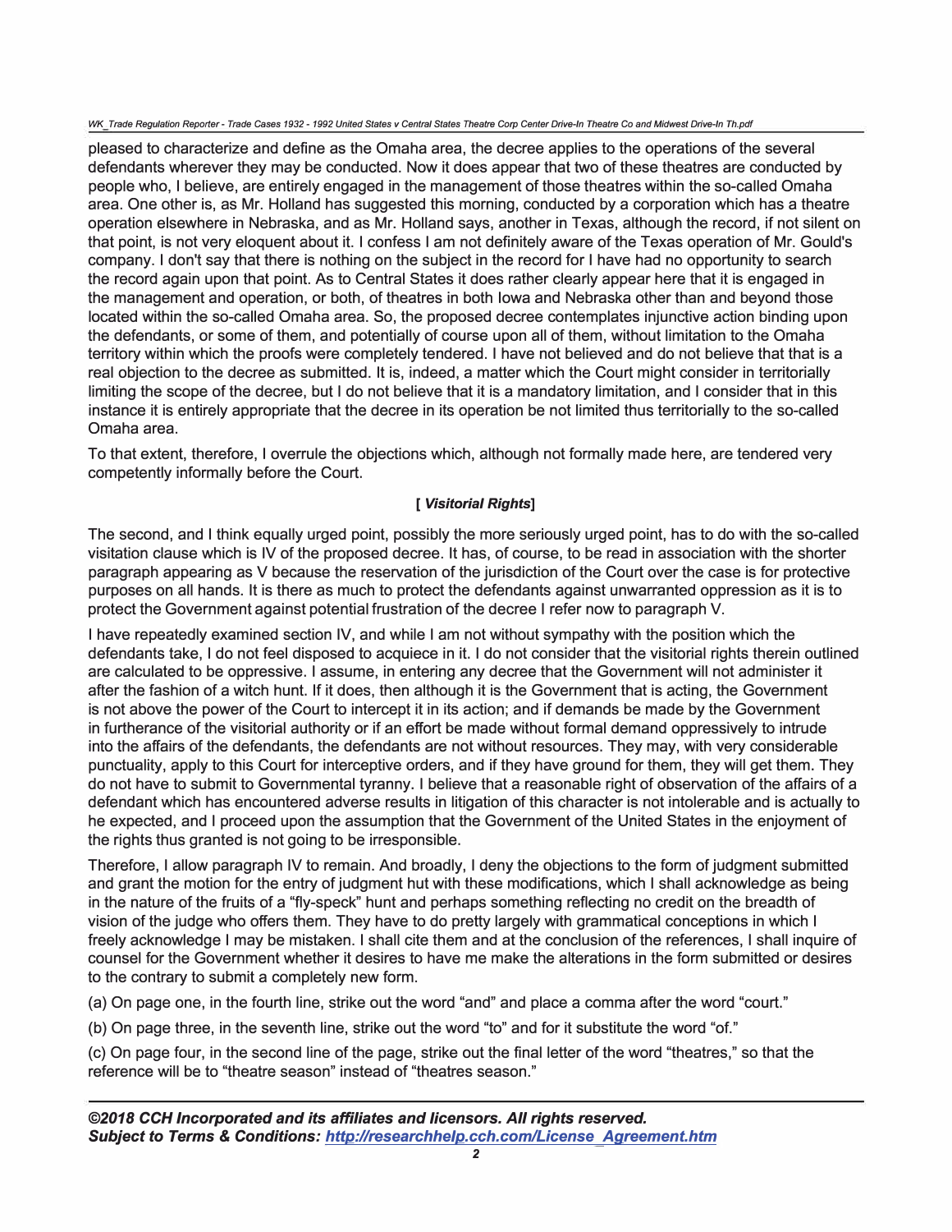pleased to characterize and define as the Omaha area, the decree applies to the operations of the several defendants wherever they may be conducted. Now it does appear that two of these theatres are conducted by people who, I believe, are entirely engaged in the management of those theatres within the so-called Omaha area. One other is, as Mr. Holland has suggested this morning, conducted by a corporation which has a theatre operation elsewhere in Nebraska, and as Mr. Holland says, another in Texas, although the record, if not silent on that point, is not very eloquent about it. I confess I am not definitely aware of the Texas operation of Mr. Gould's company. I don't say that there is nothing on the subject in the record for I have had no opportunity to search the record again upon that point. As to Central States it does rather clearly appear here that it is engaged in the management and operation, or both, of theatres in both Iowa and Nebraska other than and beyond those located within the so-called Omaha area. So, the proposed decree contemplates injunctive action binding upon the defendants, or some of them, and potentially of course upon all of them, without limitation to the Omaha territory within which the proofs were completely tendered. I have not believed and do not believe that that is a real objection to the decree as submitted. It is, indeed, a matter which the Court might consider in territorially limiting the scope of the decree, but I do not believe that it is a mandatory limitation, and I consider that in this instance it is entirely appropriate that the decree in its operation be not limited thus territorially to the so-called Omaha area.

To that extent, therefore, I overrule the objections which, although not formally made here, are tendered very competently informally before the Court.

**[ *Visitorial Rights*]**

The second, and I think equally urged point, possibly the more seriously urged point, has to do with the so-called visitation clause which is IV of the proposed decree. It has, of course, to be read in association with the shorter paragraph appearing as V because the reservation of the jurisdiction of the Court over the case is for protective purposes on all hands. It is there as much to protect the defendants against unwarranted oppression as it is to protect the Government against potential frustration of the decree I refer now to paragraph V.

I have repeatedly examined section IV, and while I am not without sympathy with the position which the defendants take, I do not feel disposed to acquiece in it. I do not consider that the visitorial rights therein outlined are calculated to be oppressive. I assume, in entering any decree that the Government will not administer it after the fashion of a witch hunt. If it does, then although it is the Government that is acting, the Government is not above the power of the Court to intercept it in its action; and if demands be made by the Government in furtherance of the visitorial authority or if an effort be made without formal demand oppressively to intrude into the affairs of the defendants, the defendants are not without resources. They may, with very considerable punctuality, apply to this Court for interceptive orders, and if they have ground for them, they will get them. They do not have to submit to Governmental tyranny. I believe that a reasonable right of observation of the affairs of a defendant which has encountered adverse results in litigation of this character is not intolerable and is actually to he expected, and I proceed upon the assumption that the Government of the United States in the enjoyment of the rights thus granted is not going to be irresponsible.

Therefore, I allow paragraph IV to remain. And broadly, I deny the objections to the form of judgment submitted and grant the motion for the entry of judgment hut with these modifications, which I shall acknowledge as being in the nature of the fruits of a "fly-speck" hunt and perhaps something reflecting no credit on the breadth of vision of the judge who offers them. They have to do pretty largely with grammatical conceptions in which I freely acknowledge I may be mistaken. I shall cite them and at the conclusion of the references, I shall inquire of counsel for the Government whether it desires to have me make the alterations in the form submitted or desires to the contrary to submit a completely new form.

(a) On page one, in the fourth line, strike out the word "and" and place a comma after the word "court."

(b) On page three, in the seventh line, strike out the word "to" and for it substitute the word "of."

(c) On page four, in the second line of the page, strike out the final letter of the word "theatres," so that the reference will be to "theatre season" instead of "theatres season."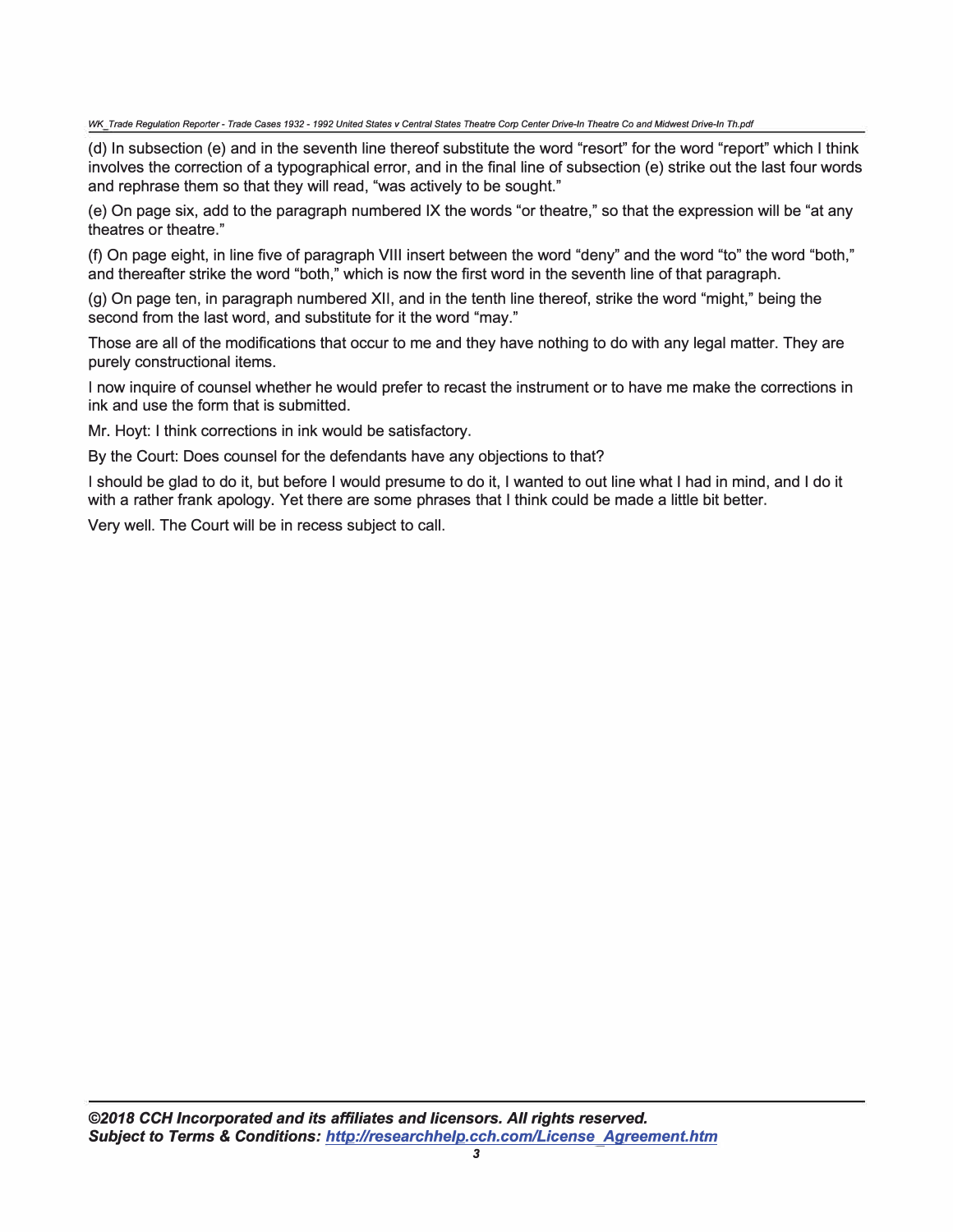(d) In subsection (e) and in the seventh line thereof substitute the word "resort" for the word "report" which I think involves the correction of a typographical error, and in the final line of subsection (e) strike out the last four words and rephrase them so that they will read, "was actively to be sought."

(e) On page six, add to the paragraph numbered IX the words "or theatre," so that the expression will be "at any theatres or theatre."

(f) On page eight, in line five of paragraph VIII insert between the word "deny" and the word "to" the word "both," and thereafter strike the word "both," which is now the first word in the seventh line of that paragraph.

(g) On page ten, in paragraph numbered XII, and in the tenth line thereof, strike the word "might," being the second from the last word, and substitute for it the word "may."

Those are all of the modifications that occur to me and they have nothing to do with any legal matter. They are purely constructional items.

I now inquire of counsel whether he would prefer to recast the instrument or to have me make the corrections in ink and use the form that is submitted.

Mr. Hoyt: I think corrections in ink would be satisfactory.

By the Court: Does counsel for the defendants have any objections to that?

I should be glad to do it, but before I would presume to do it, I wanted to out line what I had in mind, and I do it with a rather frank apology. Yet there are some phrases that I think could be made a little bit better.

Very well. The Court will be in recess subject to call.